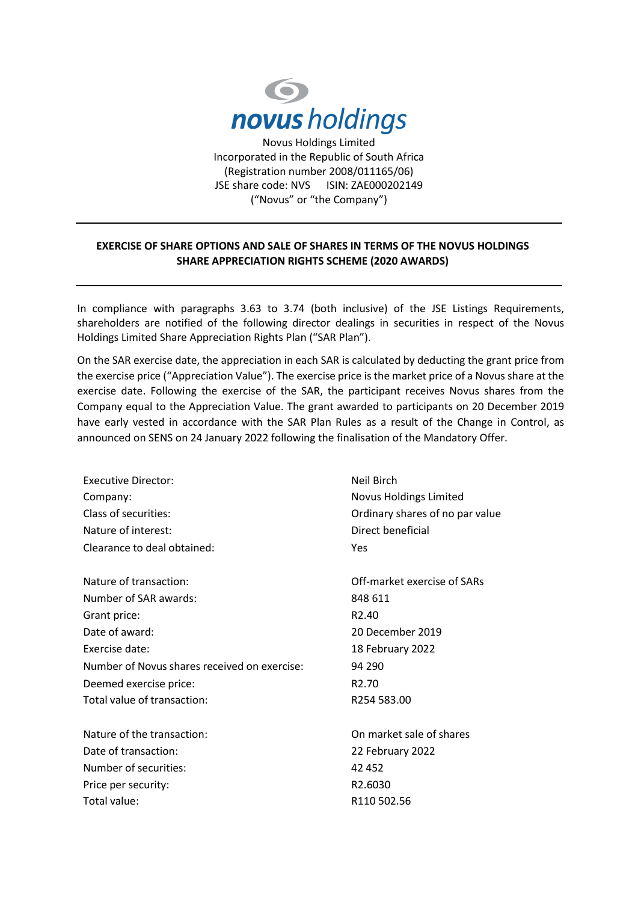**novus holdings**

Novus Holdings Limited
Incorporated in the Republic of South Africa
(Registration number 2008/011165/06)
JSE share code: NVS ISIN: ZAE000202149
("Novus" or "the Company")

---

**EXERCISE OF SHARE OPTIONS AND SALE OF SHARES IN TERMS OF THE NOVUS HOLDINGS SHARE APPRECIATION RIGHTS SCHEME (2020 AWARDS)**

---

In compliance with paragraphs 3.63 to 3.74 (both inclusive) of the JSE Listings Requirements, shareholders are notified of the following director dealings in securities in respect of the Novus Holdings Limited Share Appreciation Rights Plan ("SAR Plan").

On the SAR exercise date, the appreciation in each SAR is calculated by deducting the grant price from the exercise price ("Appreciation Value"). The exercise price is the market price of a Novus share at the exercise date. Following the exercise of the SAR, the participant receives Novus shares from the Company equal to the Appreciation Value. The grant awarded to participants on 20 December 2019 have early vested in accordance with the SAR Plan Rules as a result of the Change in Control, as announced on SENS on 24 January 2022 following the finalisation of the Mandatory Offer.

| | |
|---|---|
| Executive Director: | Neil Birch |
| Company: | Novus Holdings Limited |
| Class of securities: | Ordinary shares of no par value |
| Nature of interest: | Direct beneficial |
| Clearance to deal obtained: | Yes |
| | |
| Nature of transaction: | Off-market exercise of SARs |
| Number of SAR awards: | 848 611 |
| Grant price: | R2.40 |
| Date of award: | 20 December 2019 |
| Exercise date: | 18 February 2022 |
| Number of Novus shares received on exercise: | 94 290 |
| Deemed exercise price: | R2.70 |
| Total value of transaction: | R254 583.00 |
| | |
| Nature of the transaction: | On market sale of shares |
| Date of transaction: | 22 February 2022 |
| Number of securities: | 42 452 |
| Price per security: | R2.6030 |
| Total value: | R110 502.56 |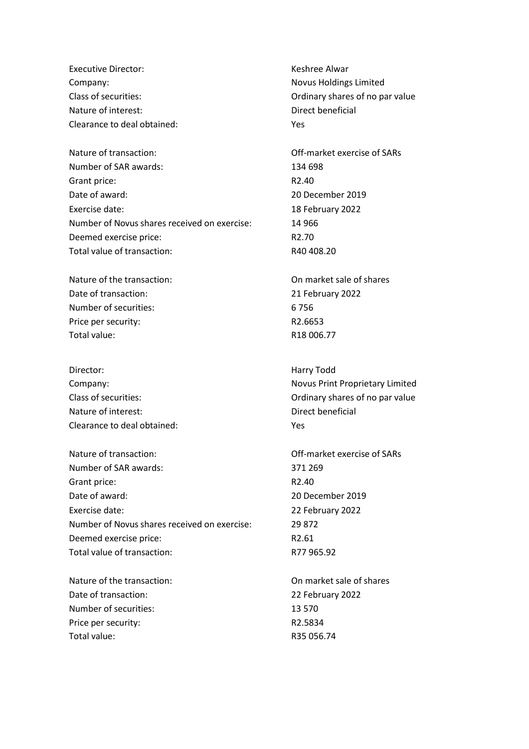| | |
|---|---|
| Executive Director: | Keshree Alwar |
| Company: | Novus Holdings Limited |
| Class of securities: | Ordinary shares of no par value |
| Nature of interest: | Direct beneficial |
| Clearance to deal obtained: | Yes |

| | |
|---|---|
| Nature of transaction: | Off-market exercise of SARs |
| Number of SAR awards: | 134 698 |
| Grant price: | R2.40 |
| Date of award: | 20 December 2019 |
| Exercise date: | 18 February 2022 |
| Number of Novus shares received on exercise: | 14 966 |
| Deemed exercise price: | R2.70 |
| Total value of transaction: | R40 408.20 |

| | |
|---|---|
| Nature of the transaction: | On market sale of shares |
| Date of transaction: | 21 February 2022 |
| Number of securities: | 6 756 |
| Price per security: | R2.6653 |
| Total value: | R18 006.77 |

| | |
|---|---|
| Director: | Harry Todd |
| Company: | Novus Print Proprietary Limited |
| Class of securities: | Ordinary shares of no par value |
| Nature of interest: | Direct beneficial |
| Clearance to deal obtained: | Yes |

| | |
|---|---|
| Nature of transaction: | Off-market exercise of SARs |
| Number of SAR awards: | 371 269 |
| Grant price: | R2.40 |
| Date of award: | 20 December 2019 |
| Exercise date: | 22 February 2022 |
| Number of Novus shares received on exercise: | 29 872 |
| Deemed exercise price: | R2.61 |
| Total value of transaction: | R77 965.92 |

| | |
|---|---|
| Nature of the transaction: | On market sale of shares |
| Date of transaction: | 22 February 2022 |
| Number of securities: | 13 570 |
| Price per security: | R2.5834 |
| Total value: | R35 056.74 |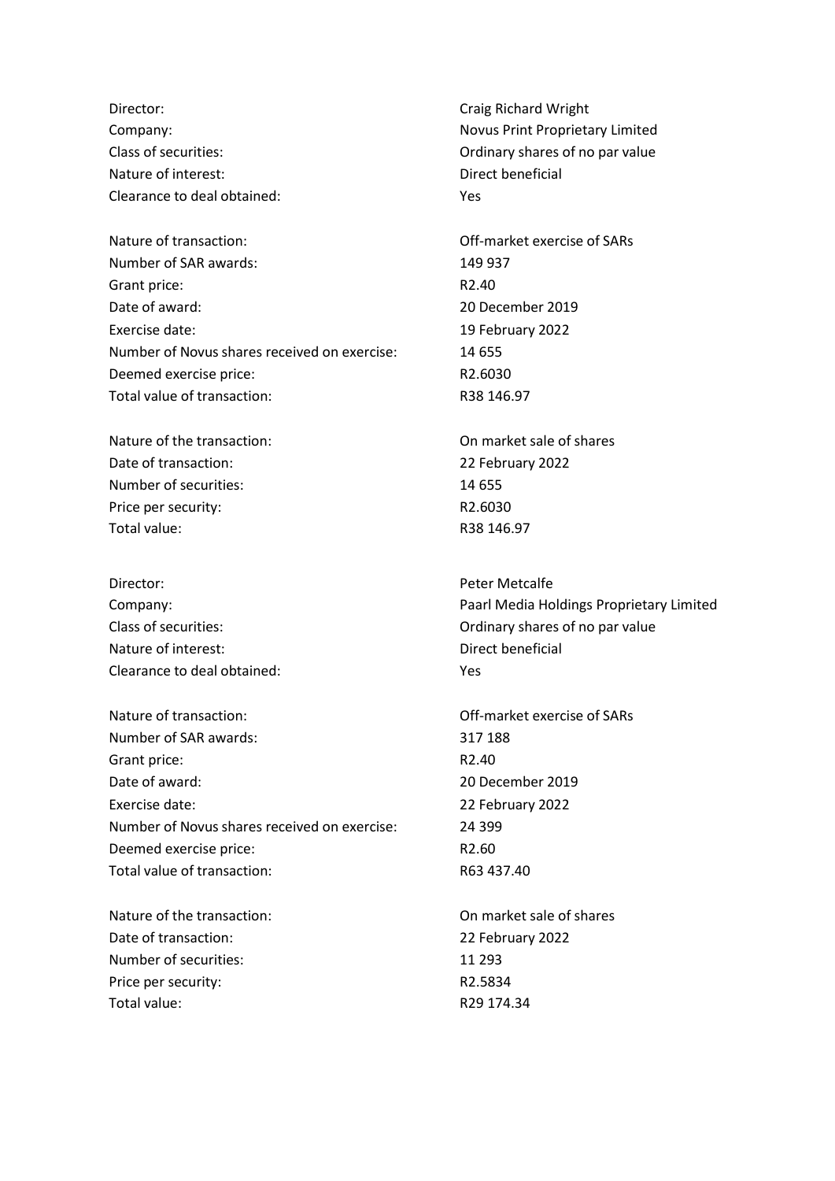| | |
|---|---|
| Director: | Craig Richard Wright |
| Company: | Novus Print Proprietary Limited |
| Class of securities: | Ordinary shares of no par value |
| Nature of interest: | Direct beneficial |
| Clearance to deal obtained: | Yes |

| | |
|---|---|
| Nature of transaction: | Off-market exercise of SARs |
| Number of SAR awards: | 149 937 |
| Grant price: | R2.40 |
| Date of award: | 20 December 2019 |
| Exercise date: | 19 February 2022 |
| Number of Novus shares received on exercise: | 14 655 |
| Deemed exercise price: | R2.6030 |
| Total value of transaction: | R38 146.97 |

| | |
|---|---|
| Nature of the transaction: | On market sale of shares |
| Date of transaction: | 22 February 2022 |
| Number of securities: | 14 655 |
| Price per security: | R2.6030 |
| Total value: | R38 146.97 |

| | |
|---|---|
| Director: | Peter Metcalfe |
| Company: | Paarl Media Holdings Proprietary Limited |
| Class of securities: | Ordinary shares of no par value |
| Nature of interest: | Direct beneficial |
| Clearance to deal obtained: | Yes |

| | |
|---|---|
| Nature of transaction: | Off-market exercise of SARs |
| Number of SAR awards: | 317 188 |
| Grant price: | R2.40 |
| Date of award: | 20 December 2019 |
| Exercise date: | 22 February 2022 |
| Number of Novus shares received on exercise: | 24 399 |
| Deemed exercise price: | R2.60 |
| Total value of transaction: | R63 437.40 |

| | |
|---|---|
| Nature of the transaction: | On market sale of shares |
| Date of transaction: | 22 February 2022 |
| Number of securities: | 11 293 |
| Price per security: | R2.5834 |
| Total value: | R29 174.34 |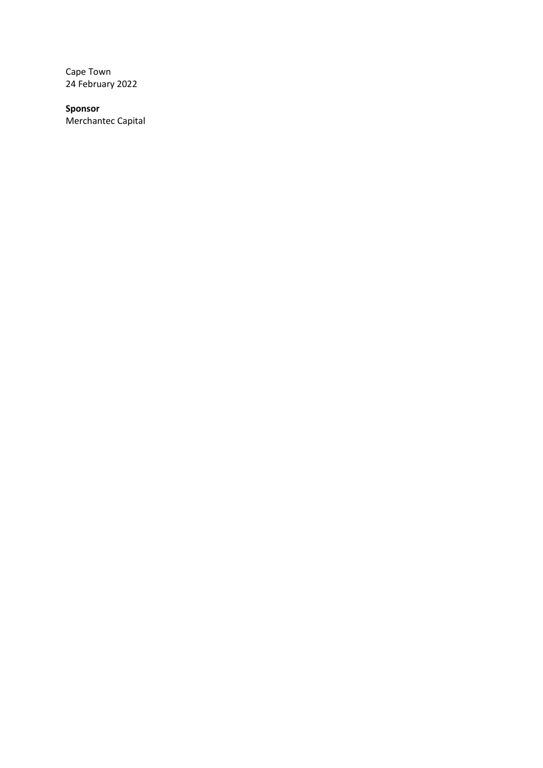Cape Town
24 February 2022

**Sponsor**
Merchantec Capital